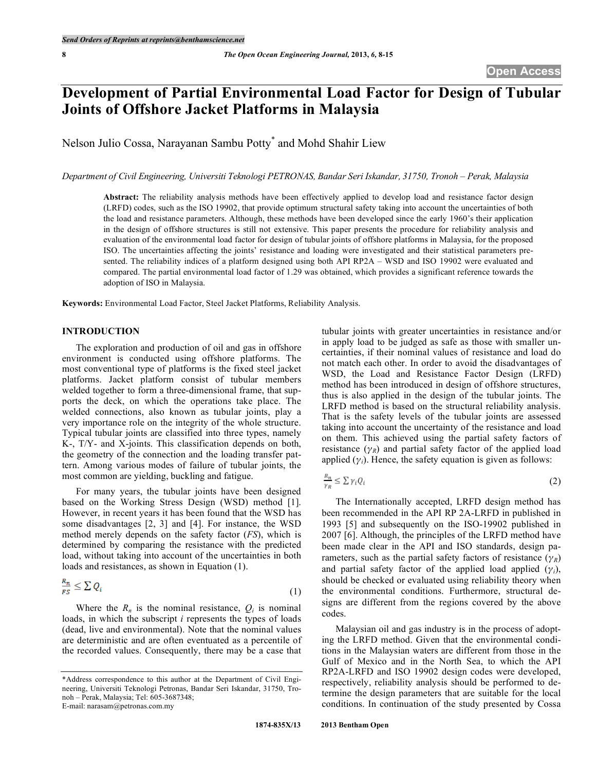# Development of Partial Environmental Load Factor for Design of Tubular Joints of Offshore Jacket Platforms in Malaysia

Nelson Julio Cossa, Narayanan Sambu Potty* and Mohd Shahir Liew

*Department of Civil Engineering, Universiti Teknologi PETRONAS, Bandar Seri Iskandar, 31750, Tronoh – Perak, Malaysia*

**Abstract:** The reliability analysis methods have been effectively applied to develop load and resistance factor design (LRFD) codes, such as the ISO 19902, that provide optimum structural safety taking into account the uncertainties of both the load and resistance parameters. Although, these methods have been developed since the early 1960's their application in the design of offshore structures is still not extensive. This paper presents the procedure for reliability analysis and evaluation of the environmental load factor for design of tubular joints of offshore platforms in Malaysia, for the proposed ISO. The uncertainties affecting the joints' resistance and loading were investigated and their statistical parameters presented. The reliability indices of a platform designed using both API RP2A – WSD and ISO 19902 were evaluated and compared. The partial environmental load factor of 1.29 was obtained, which provides a significant reference towards the adoption of ISO in Malaysia.

**Keywords:** Environmental Load Factor, Steel Jacket Platforms, Reliability Analysis.

## INTRODUCTION

The exploration and production of oil and gas in offshore environment is conducted using offshore platforms. The most conventional type of platforms is the fixed steel jacket platforms. Jacket platform consist of tubular members welded together to form a three-dimensional frame, that supports the deck, on which the operations take place. The welded connections, also known as tubular joints, play a very importance role on the integrity of the whole structure. Typical tubular joints are classified into three types, namely K-, T/Y- and X-joints. This classification depends on both, the geometry of the connection and the loading transfer pattern. Among various modes of failure of tubular joints, the most common are yielding, buckling and fatigue.

For many years, the tubular joints have been designed based on the Working Stress Design (WSD) method [1]. However, in recent years it has been found that the WSD has some disadvantages [2, 3] and [4]. For instance, the WSD method merely depends on the safety factor (*FS*), which is determined by comparing the resistance with the predicted load, without taking into account of the uncertainties in both loads and resistances, as shown in Equation (1).

$$\frac{R_n}{FS} \leq \sum Q_i \tag{1}$$

Where the $R_n$ is the nominal resistance, $Q_i$ is nominal loads, in which the subscript *i* represents the types of loads (dead, live and environmental). Note that the nominal values are deterministic and are often eventuated as a percentile of the recorded values. Consequently, there may be a case that tubular joints with greater uncertainties in resistance and/or in apply load to be judged as safe as those with smaller uncertainties, if their nominal values of resistance and load do not match each other. In order to avoid the disadvantages of WSD, the Load and Resistance Factor Design (LRFD) method has been introduced in design of offshore structures, thus is also applied in the design of the tubular joints. The LRFD method is based on the structural reliability analysis. That is the safety levels of the tubular joints are assessed taking into account the uncertainty of the resistance and load on them. This achieved using the partial safety factors of resistance ($\gamma_R$) and partial safety factor of the applied load applied ($\gamma_i$). Hence, the safety equation is given as follows:

$$\frac{R_n}{\gamma_R} \leq \sum \gamma_i Q_i \tag{2}$$

The Internationally accepted, LRFD design method has been recommended in the API RP 2A-LRFD in published in 1993 [5] and subsequently on the ISO-19902 published in 2007 [6]. Although, the principles of the LRFD method have been made clear in the API and ISO standards, design parameters, such as the partial safety factors of resistance ($\gamma_R$) and partial safety factor of the applied load applied ($\gamma_i$), should be checked or evaluated using reliability theory when the environmental conditions. Furthermore, structural designs are different from the regions covered by the above codes.

Malaysian oil and gas industry is in the process of adopting the LRFD method. Given that the environmental conditions in the Malaysian waters are different from those in the Gulf of Mexico and in the North Sea, to which the API RP2A-LRFD and ISO 19902 design codes were developed, respectively, reliability analysis should be performed to determine the design parameters that are suitable for the local conditions. In continuation of the study presented by Cossa

*Address correspondence to this author at the Department of Civil Engineering, Universiti Teknologi Petronas, Bandar Seri Iskandar, 31750, Tronoh – Perak, Malaysia; Tel: 605-3687348; E-mail: narasam@petronas.com.my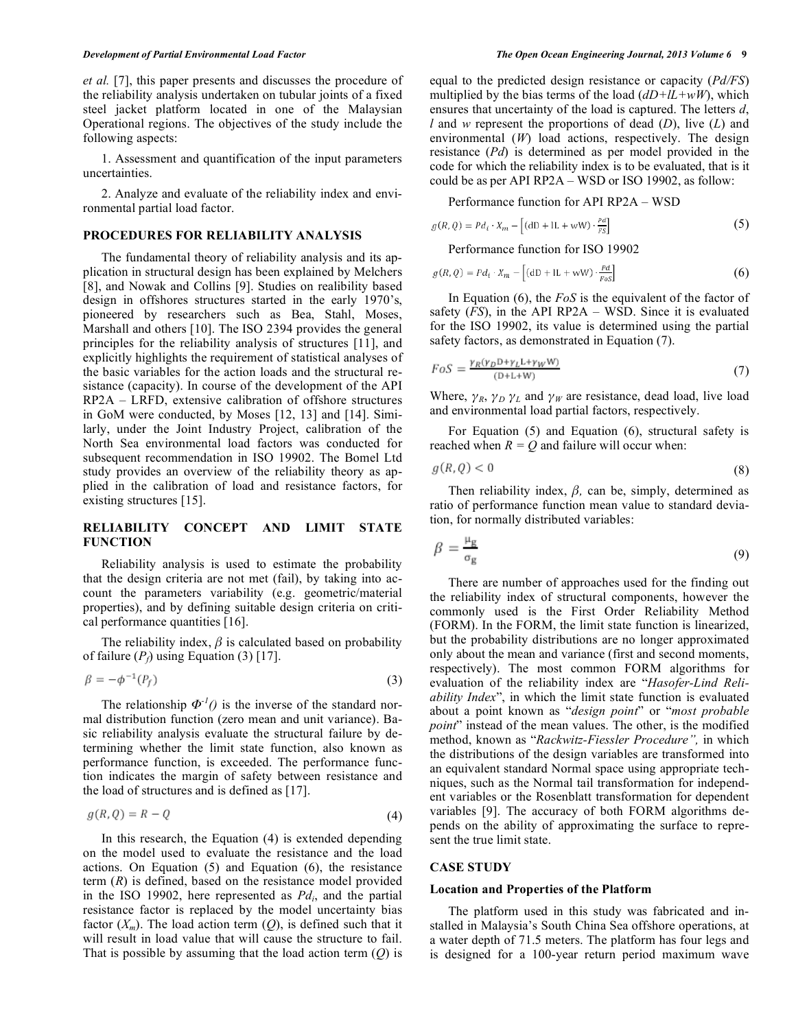*et al.* [7], this paper presents and discusses the procedure of the reliability analysis undertaken on tubular joints of a fixed steel jacket platform located in one of the Malaysian Operational regions. The objectives of the study include the following aspects:

1. Assessment and quantification of the input parameters uncertainties.

2. Analyze and evaluate of the reliability index and environmental partial load factor.

## PROCEDURES FOR RELIABILITY ANALYSIS

The fundamental theory of reliability analysis and its application in structural design has been explained by Melchers [8], and Nowak and Collins [9]. Studies on realibility based design in offshores structures started in the early 1970's, pioneered by researchers such as Bea, Stahl, Moses, Marshall and others [10]. The ISO 2394 provides the general principles for the reliability analysis of structures [11], and explicitly highlights the requirement of statistical analyses of the basic variables for the action loads and the structural resistance (capacity). In course of the development of the API RP2A – LRFD, extensive calibration of offshore structures in GoM were conducted, by Moses [12, 13] and [14]. Similarly, under the Joint Industry Project, calibration of the North Sea environmental load factors was conducted for subsequent recommendation in ISO 19902. The Bomel Ltd study provides an overview of the reliability theory as applied in the calibration of load and resistance factors, for existing structures [15].

## RELIABILITY CONCEPT AND LIMIT STATE FUNCTION

Reliability analysis is used to estimate the probability that the design criteria are not met (fail), by taking into account the parameters variability (e.g. geometric/material properties), and by defining suitable design criteria on critical performance quantities [16].

The reliability index, $\beta$ is calculated based on probability of failure ($P_f$) using Equation (3) [17].

$$\beta = -\phi^{-1}(P_f) \tag{3}$$

The relationship $\Phi^{-1}()$ is the inverse of the standard normal distribution function (zero mean and unit variance). Basic reliability analysis evaluate the structural failure by determining whether the limit state function, also known as performance function, is exceeded. The performance function indicates the margin of safety between resistance and the load of structures and is defined as [17].

$$g(R,Q) = R - Q \tag{4}$$

In this research, the Equation (4) is extended depending on the model used to evaluate the resistance and the load actions. On Equation (5) and Equation (6), the resistance term ($R$) is defined, based on the resistance model provided in the ISO 19902, here represented as $Pd_i$, and the partial resistance factor is replaced by the model uncertainty bias factor ($X_m$). The load action term ($Q$), is defined such that it will result in load value that will cause the structure to fail. That is possible by assuming that the load action term ($Q$) is equal to the predicted design resistance or capacity ($Pd/FS$) multiplied by the bias terms of the load ($dD+lL+wW$), which ensures that uncertainty of the load is captured. The letters $d$, $l$ and $w$ represent the proportions of dead ($D$), live ($L$) and environmental ($W$) load actions, respectively. The design resistance ($Pd$) is determined as per model provided in the code for which the reliability index is to be evaluated, that is it could be as per API RP2A – WSD or ISO 19902, as follow:

Performance function for API RP2A – WSD

$$g(R,Q) = Pd_i \cdot X_m - \left[(\mathrm{dD} + \mathrm{lL} + \mathrm{wW}) \cdot \frac{Pd}{FS}\right] \tag{5}$$

Performance function for ISO 19902

$$g(R,Q) = Pd_i \cdot X_m - \left[(\mathrm{dD} + \mathrm{lL} + \mathrm{wW}) \cdot \frac{Pd}{FoS}\right] \tag{6}$$

In Equation (6), the $FoS$ is the equivalent of the factor of safety ($FS$), in the API RP2A – WSD. Since it is evaluated for the ISO 19902, its value is determined using the partial safety factors, as demonstrated in Equation (7).

$$FoS = \frac{\gamma_R(\gamma_D \mathrm{D} + \gamma_L \mathrm{L} + \gamma_W \mathrm{W})}{(\mathrm{D} + \mathrm{L} + \mathrm{W})} \tag{7}$$

Where, $\gamma_R$, $\gamma_D$ $\gamma_L$ and $\gamma_W$ are resistance, dead load, live load and environmental load partial factors, respectively.

For Equation (5) and Equation (6), structural safety is reached when $R = Q$ and failure will occur when:

$$g(R,Q) < 0 \tag{8}$$

Then reliability index, $\beta$, can be, simply, determined as ratio of performance function mean value to standard deviation, for normally distributed variables:

$$\beta = \frac{\mu_g}{\sigma_g} \tag{9}$$

There are number of approaches used for the finding out the reliability index of structural components, however the commonly used is the First Order Reliability Method (FORM). In the FORM, the limit state function is linearized, but the probability distributions are no longer approximated only about the mean and variance (first and second moments, respectively). The most common FORM algorithms for evaluation of the reliability index are "*Hasofer-Lind Reliability Index*", in which the limit state function is evaluated about a point known as "*design point*" or "*most probable point*" instead of the mean values. The other, is the modified method, known as "*Rackwitz-Fiessler Procedure",* in which the distributions of the design variables are transformed into an equivalent standard Normal space using appropriate techniques, such as the Normal tail transformation for independent variables or the Rosenblatt transformation for dependent variables [9]. The accuracy of both FORM algorithms depends on the ability of approximating the surface to represent the true limit state.

## CASE STUDY

### Location and Properties of the Platform

The platform used in this study was fabricated and installed in Malaysia's South China Sea offshore operations, at a water depth of 71.5 meters. The platform has four legs and is designed for a 100-year return period maximum wave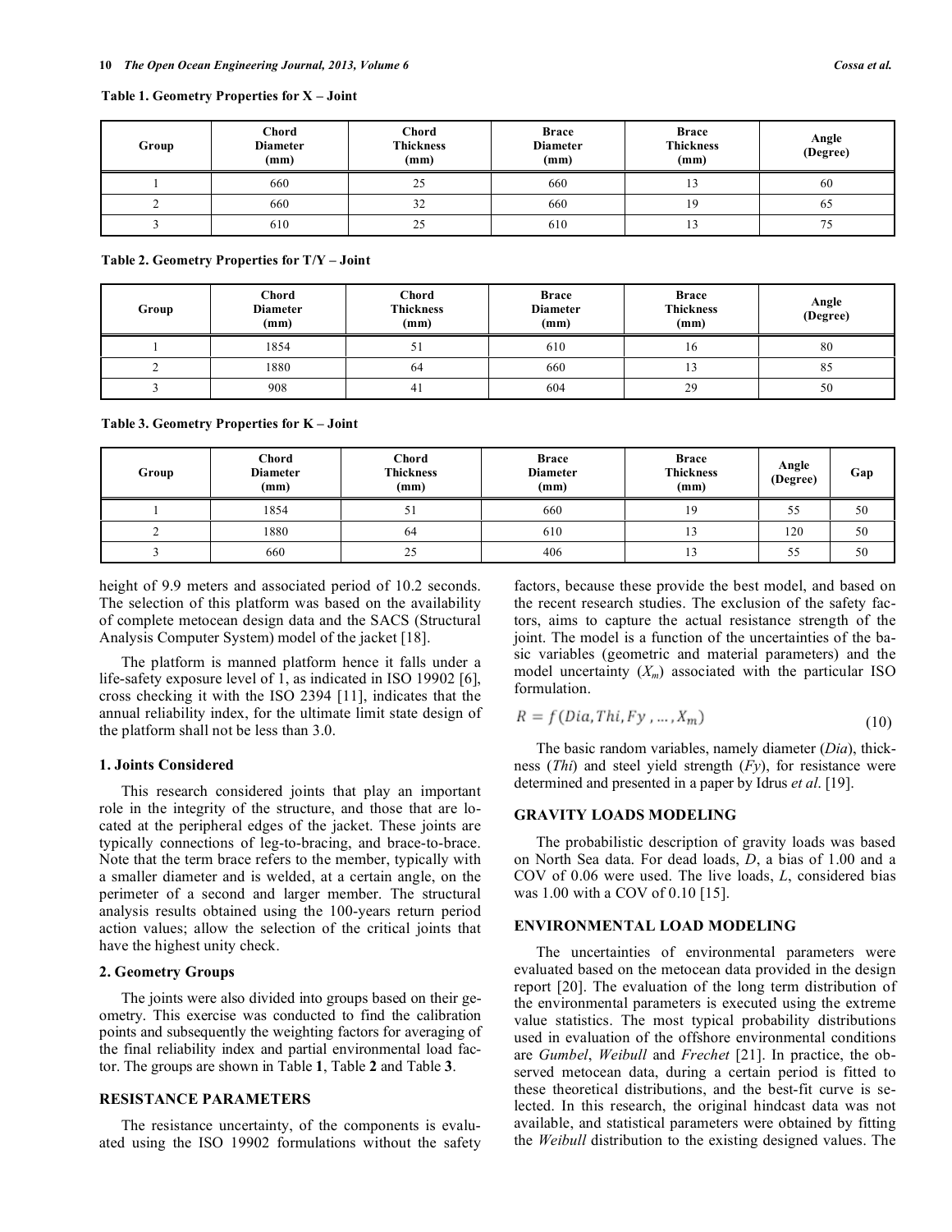**Table 1. Geometry Properties for X – Joint**

| Group | Chord Diameter (mm) | Chord Thickness (mm) | Brace Diameter (mm) | Brace Thickness (mm) | Angle (Degree) |
|---|---|---|---|---|---|
| 1 | 660 | 25 | 660 | 13 | 60 |
| 2 | 660 | 32 | 660 | 19 | 65 |
| 3 | 610 | 25 | 610 | 13 | 75 |

**Table 2. Geometry Properties for T/Y – Joint**

| Group | Chord Diameter (mm) | Chord Thickness (mm) | Brace Diameter (mm) | Brace Thickness (mm) | Angle (Degree) |
|---|---|---|---|---|---|
| 1 | 1854 | 51 | 610 | 16 | 80 |
| 2 | 1880 | 64 | 660 | 13 | 85 |
| 3 | 908 | 41 | 604 | 29 | 50 |

**Table 3. Geometry Properties for K – Joint**

| Group | Chord Diameter (mm) | Chord Thickness (mm) | Brace Diameter (mm) | Brace Thickness (mm) | Angle (Degree) | Gap |
|---|---|---|---|---|---|---|
| 1 | 1854 | 51 | 660 | 19 | 55 | 50 |
| 2 | 1880 | 64 | 610 | 13 | 120 | 50 |
| 3 | 660 | 25 | 406 | 13 | 55 | 50 |

height of 9.9 meters and associated period of 10.2 seconds. The selection of this platform was based on the availability of complete metocean design data and the SACS (Structural Analysis Computer System) model of the jacket [18].

The platform is manned platform hence it falls under a life-safety exposure level of 1, as indicated in ISO 19902 [6], cross checking it with the ISO 2394 [11], indicates that the annual reliability index, for the ultimate limit state design of the platform shall not be less than 3.0.

### 1. Joints Considered

This research considered joints that play an important role in the integrity of the structure, and those that are located at the peripheral edges of the jacket. These joints are typically connections of leg-to-bracing, and brace-to-brace. Note that the term brace refers to the member, typically with a smaller diameter and is welded, at a certain angle, on the perimeter of a second and larger member. The structural analysis results obtained using the 100-years return period action values; allow the selection of the critical joints that have the highest unity check.

### 2. Geometry Groups

The joints were also divided into groups based on their geometry. This exercise was conducted to find the calibration points and subsequently the weighting factors for averaging of the final reliability index and partial environmental load factor. The groups are shown in Table **1**, Table **2** and Table **3**.

## RESISTANCE PARAMETERS

The resistance uncertainty, of the components is evaluated using the ISO 19902 formulations without the safety factors, because these provide the best model, and based on the recent research studies. The exclusion of the safety factors, aims to capture the actual resistance strength of the joint. The model is a function of the uncertainties of the basic variables (geometric and material parameters) and the model uncertainty ($X_m$) associated with the particular ISO formulation.

$$R = f(Dia, Thi, Fy, \dots, X_m) \tag{10}$$

The basic random variables, namely diameter (*Dia*), thickness (*Thi*) and steel yield strength (*Fy*), for resistance were determined and presented in a paper by Idrus *et al*. [19].

## GRAVITY LOADS MODELING

The probabilistic description of gravity loads was based on North Sea data. For dead loads, *D*, a bias of 1.00 and a COV of 0.06 were used. The live loads, *L*, considered bias was 1.00 with a COV of 0.10 [15].

## ENVIRONMENTAL LOAD MODELING

The uncertainties of environmental parameters were evaluated based on the metocean data provided in the design report [20]. The evaluation of the long term distribution of the environmental parameters is executed using the extreme value statistics. The most typical probability distributions used in evaluation of the offshore environmental conditions are *Gumbel*, *Weibull* and *Frechet* [21]. In practice, the observed metocean data, during a certain period is fitted to these theoretical distributions, and the best-fit curve is selected. In this research, the original hindcast data was not available, and statistical parameters were obtained by fitting the *Weibull* distribution to the existing designed values. The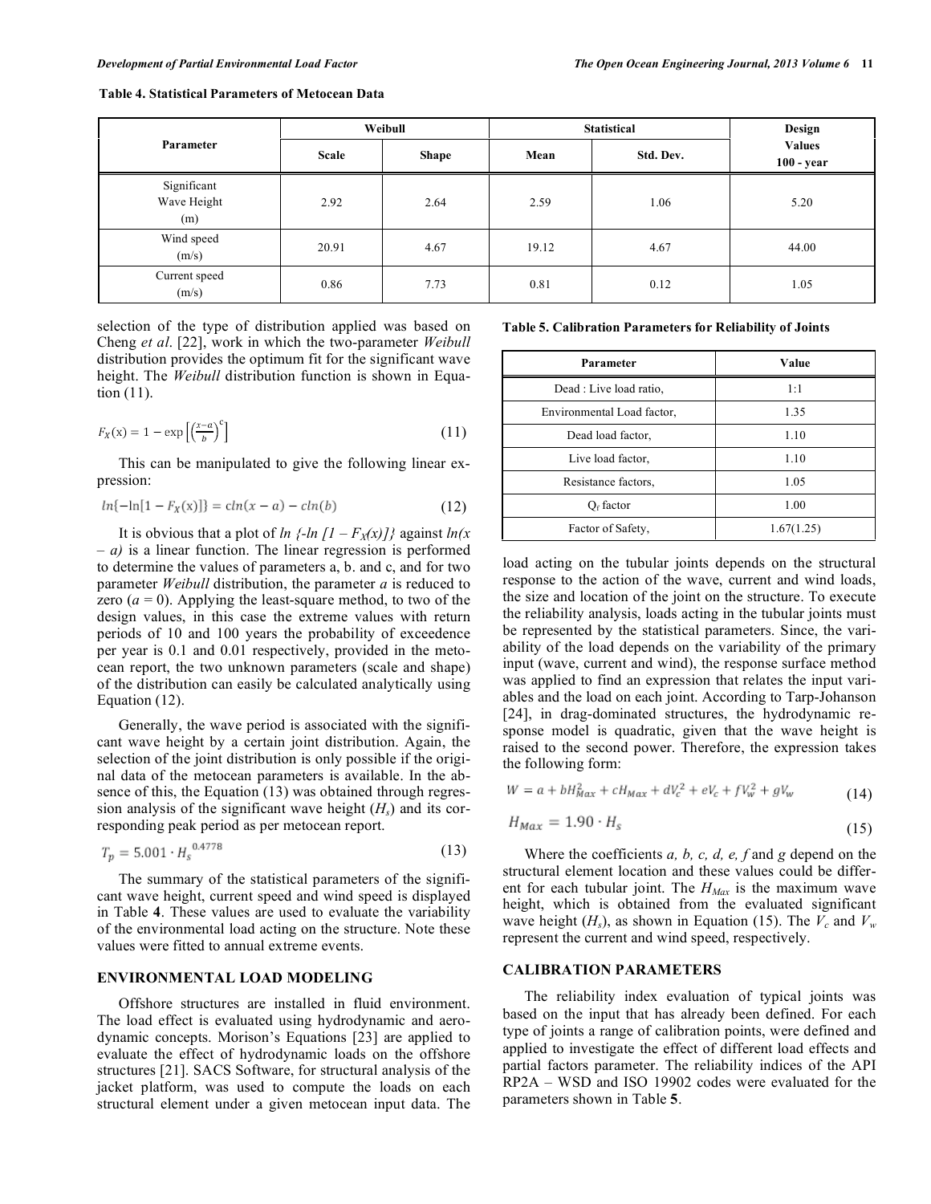**Table 4. Statistical Parameters of Metocean Data**

| Parameter | Weibull | | Statistical | | Design Values 100 - year |
|---|---|---|---|---|---|
| | Scale | Shape | Mean | Std. Dev. | |
| Significant Wave Height (m) | 2.92 | 2.64 | 2.59 | 1.06 | 5.20 |
| Wind speed (m/s) | 20.91 | 4.67 | 19.12 | 4.67 | 44.00 |
| Current speed (m/s) | 0.86 | 7.73 | 0.81 | 0.12 | 1.05 |

selection of the type of distribution applied was based on Cheng *et al*. [22], work in which the two-parameter *Weibull* distribution provides the optimum fit for the significant wave height. The *Weibull* distribution function is shown in Equation (11).

$$F_X(x) = 1 - \exp\left[\left(\frac{x-a}{b}\right)^c\right] \tag{11}$$

This can be manipulated to give the following linear expression:

$$ln\{-\ln[1 - F_X(x)]\} = c ln(x - a) - c ln(b) \tag{12}$$

It is obvious that a plot of $ln\ \{-ln\ [1 - F_X(x)]\}$ against $ln(x - a)$ is a linear function. The linear regression is performed to determine the values of parameters a, b. and c, and for two parameter *Weibull* distribution, the parameter *a* is reduced to zero ($a = 0$). Applying the least-square method, to two of the design values, in this case the extreme values with return periods of 10 and 100 years the probability of exceedence per year is 0.1 and 0.01 respectively, provided in the metocean report, the two unknown parameters (scale and shape) of the distribution can easily be calculated analytically using Equation (12).

Generally, the wave period is associated with the significant wave height by a certain joint distribution. Again, the selection of the joint distribution is only possible if the original data of the metocean parameters is available. In the absence of this, the Equation (13) was obtained through regression analysis of the significant wave height ($H_s$) and its corresponding peak period as per metocean report.

$$T_p = 5.001 \cdot H_s^{\ 0.4778} \tag{13}$$

The summary of the statistical parameters of the significant wave height, current speed and wind speed is displayed in Table **4**. These values are used to evaluate the variability of the environmental load acting on the structure. Note these values were fitted to annual extreme events.

## ENVIRONMENTAL LOAD MODELING

Offshore structures are installed in fluid environment. The load effect is evaluated using hydrodynamic and aerodynamic concepts. Morison's Equations [23] are applied to evaluate the effect of hydrodynamic loads on the offshore structures [21]. SACS Software, for structural analysis of the jacket platform, was used to compute the loads on each structural element under a given metocean input data. The load acting on the tubular joints depends on the structural response to the action of the wave, current and wind loads, the size and location of the joint on the structure. To execute the reliability analysis, loads acting in the tubular joints must be represented by the statistical parameters. Since, the variability of the load depends on the variability of the primary input (wave, current and wind), the response surface method was applied to find an expression that relates the input variables and the load on each joint. According to Tarp-Johanson [24], in drag-dominated structures, the hydrodynamic response model is quadratic, given that the wave height is raised to the second power. Therefore, the expression takes the following form:

$$W = a + bH_{Max}^2 + cH_{Max} + dV_c^2 + eV_c + fV_w^2 + gV_w \tag{14}$$

$$H_{Max} = 1.90 \cdot H_s \tag{15}$$

Where the coefficients *a, b, c, d, e, f* and *g* depend on the structural element location and these values could be different for each tubular joint. The $H_{Max}$ is the maximum wave height, which is obtained from the evaluated significant wave height ($H_s$), as shown in Equation (15). The $V_c$ and $V_w$ represent the current and wind speed, respectively.

**Table 5. Calibration Parameters for Reliability of Joints**

| Parameter | Value |
|---|---|
| Dead : Live load ratio, | 1:1 |
| Environmental Load factor, | 1.35 |
| Dead load factor, | 1.10 |
| Live load factor, | 1.10 |
| Resistance factors, | 1.05 |
| $Q_f$ factor | 1.00 |
| Factor of Safety, | 1.67(1.25) |

## CALIBRATION PARAMETERS

The reliability index evaluation of typical joints was based on the input that has already been defined. For each type of joints a range of calibration points, were defined and applied to investigate the effect of different load effects and partial factors parameter. The reliability indices of the API RP2A – WSD and ISO 19902 codes were evaluated for the parameters shown in Table **5**.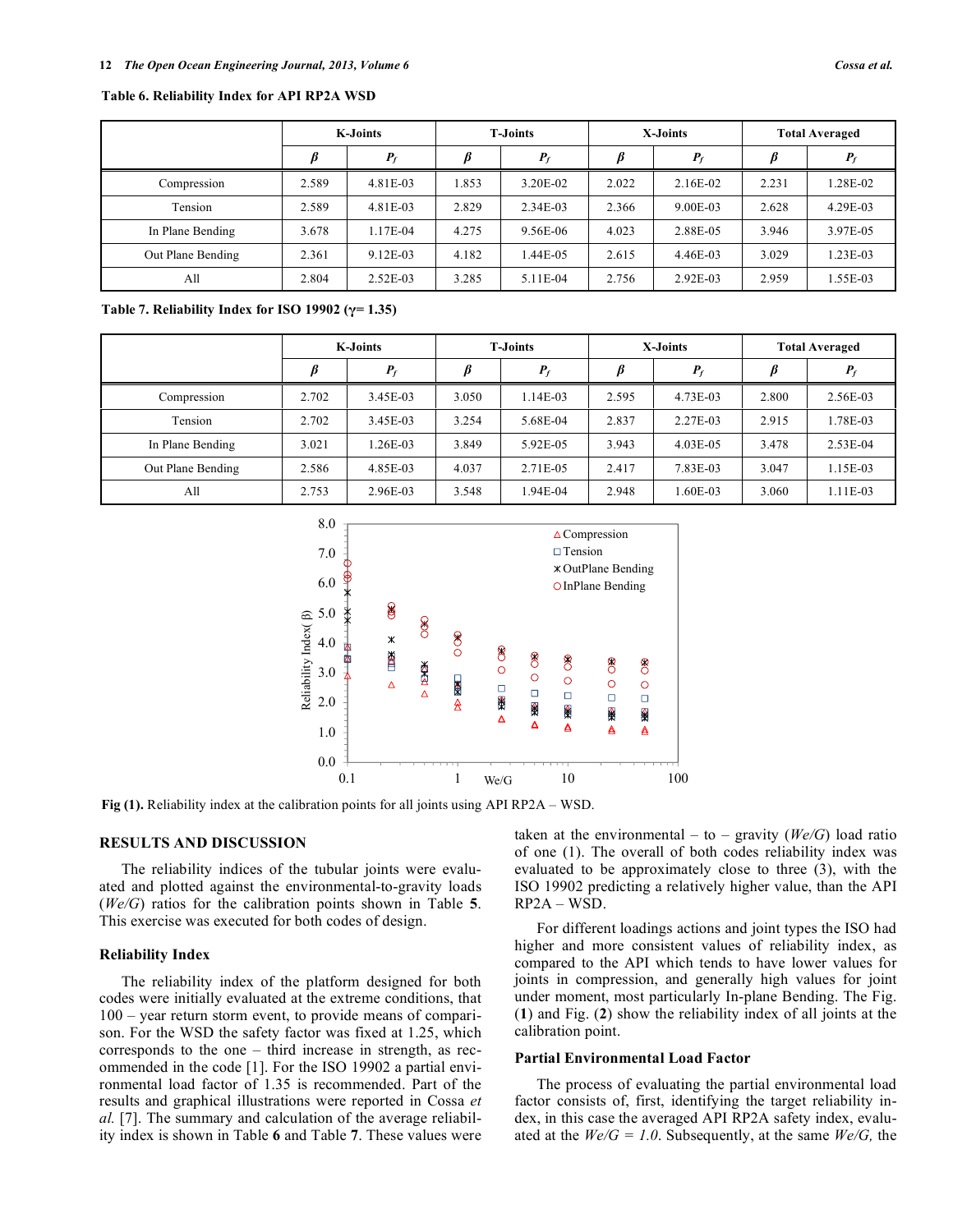**Table 6. Reliability Index for API RP2A WSD**

| | K-Joints | | T-Joints | | X-Joints | | Total Averaged | |
|---|---|---|---|---|---|---|---|---|
| | $\beta$ | $P_f$ | $\beta$ | $P_f$ | $\beta$ | $P_f$ | $\beta$ | $P_f$ |
| Compression | 2.589 | 4.81E-03 | 1.853 | 3.20E-02 | 2.022 | 2.16E-02 | 2.231 | 1.28E-02 |
| Tension | 2.589 | 4.81E-03 | 2.829 | 2.34E-03 | 2.366 | 9.00E-03 | 2.628 | 4.29E-03 |
| In Plane Bending | 3.678 | 1.17E-04 | 4.275 | 9.56E-06 | 4.023 | 2.88E-05 | 3.946 | 3.97E-05 |
| Out Plane Bending | 2.361 | 9.12E-03 | 4.182 | 1.44E-05 | 2.615 | 4.46E-03 | 3.029 | 1.23E-03 |
| All | 2.804 | 2.52E-03 | 3.285 | 5.11E-04 | 2.756 | 2.92E-03 | 2.959 | 1.55E-03 |

**Table 7. Reliability Index for ISO 19902 ($\gamma$= 1.35)**

| | K-Joints | | T-Joints | | X-Joints | | Total Averaged | |
|---|---|---|---|---|---|---|---|---|
| | $\beta$ | $P_f$ | $\beta$ | $P_f$ | $\beta$ | $P_f$ | $\beta$ | $P_f$ |
| Compression | 2.702 | 3.45E-03 | 3.050 | 1.14E-03 | 2.595 | 4.73E-03 | 2.800 | 2.56E-03 |
| Tension | 2.702 | 3.45E-03 | 3.254 | 5.68E-04 | 2.837 | 2.27E-03 | 2.915 | 1.78E-03 |
| In Plane Bending | 3.021 | 1.26E-03 | 3.849 | 5.92E-05 | 3.943 | 4.03E-05 | 3.478 | 2.53E-04 |
| Out Plane Bending | 2.586 | 4.85E-03 | 4.037 | 2.71E-05 | 2.417 | 7.83E-03 | 3.047 | 1.15E-03 |
| All | 2.753 | 2.96E-03 | 3.548 | 1.94E-04 | 2.948 | 1.60E-03 | 3.060 | 1.11E-03 |

**Fig (1).** Reliability index at the calibration points for all joints using API RP2A – WSD.

## RESULTS AND DISCUSSION

The reliability indices of the tubular joints were evaluated and plotted against the environmental-to-gravity loads (*We/G*) ratios for the calibration points shown in Table **5**. This exercise was executed for both codes of design.

### Reliability Index

The reliability index of the platform designed for both codes were initially evaluated at the extreme conditions, that 100 – year return storm event, to provide means of comparison. For the WSD the safety factor was fixed at 1.25, which corresponds to the one – third increase in strength, as recommended in the code [1]. For the ISO 19902 a partial environmental load factor of 1.35 is recommended. Part of the results and graphical illustrations were reported in Cossa *et al.* [7]. The summary and calculation of the average reliability index is shown in Table **6** and Table **7**. These values were taken at the environmental – to – gravity (*We/G*) load ratio of one (1). The overall of both codes reliability index was evaluated to be approximately close to three (3), with the ISO 19902 predicting a relatively higher value, than the API RP2A – WSD.

For different loadings actions and joint types the ISO had higher and more consistent values of reliability index, as compared to the API which tends to have lower values for joints in compression, and generally high values for joint under moment, most particularly In-plane Bending. The Fig. (**1**) and Fig. (**2**) show the reliability index of all joints at the calibration point.

### Partial Environmental Load Factor

The process of evaluating the partial environmental load factor consists of, first, identifying the target reliability index, in this case the averaged API RP2A safety index, evaluated at the *We/G = 1.0*. Subsequently, at the same *We/G,* the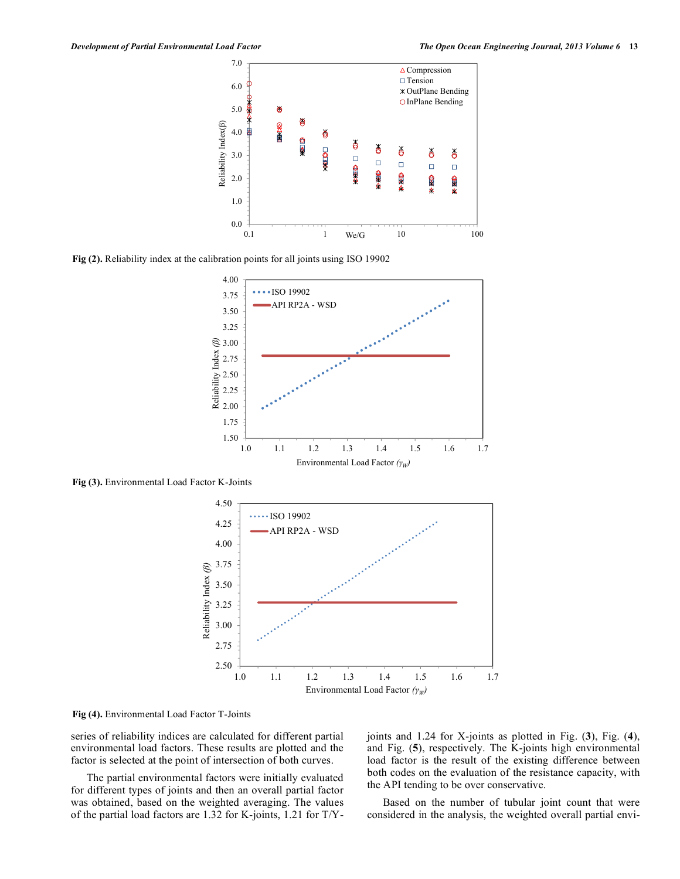Fig (2). Reliability index at the calibration points for all joints using ISO 19902

Fig (3). Environmental Load Factor K-Joints

Fig (4). Environmental Load Factor T-Joints

series of reliability indices are calculated for different partial environmental load factors. These results are plotted and the factor is selected at the point of intersection of both curves.

The partial environmental factors were initially evaluated for different types of joints and then an overall partial factor was obtained, based on the weighted averaging. The values of the partial load factors are 1.32 for K-joints, 1.21 for T/Y-joints and 1.24 for X-joints as plotted in Fig. (**3**), Fig. (**4**), and Fig. (**5**), respectively. The K-joints high environmental load factor is the result of the existing difference between both codes on the evaluation of the resistance capacity, with the API tending to be over conservative.

Based on the number of tubular joint count that were considered in the analysis, the weighted overall partial envi-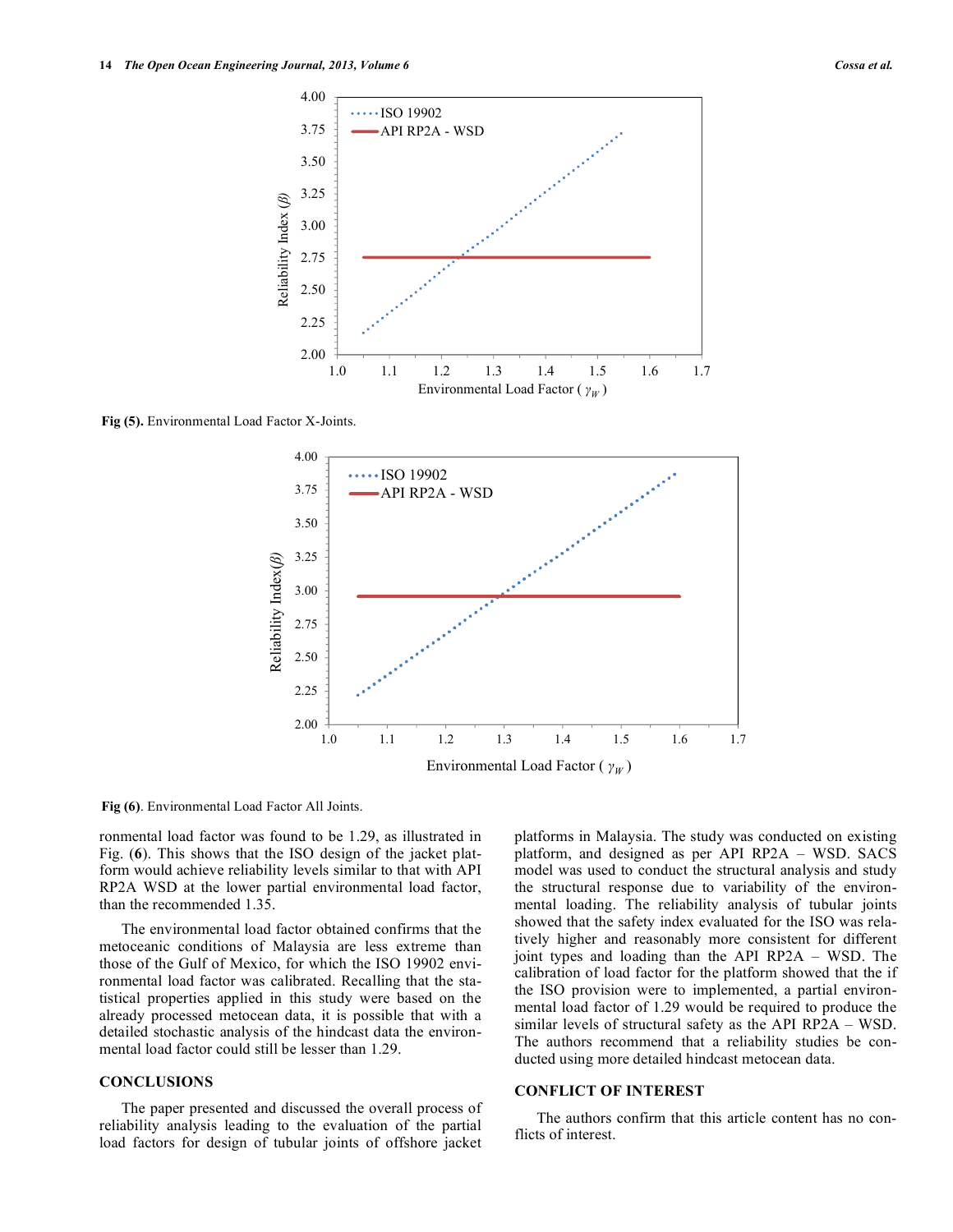Fig (5). Environmental Load Factor X-Joints.

Fig (6). Environmental Load Factor All Joints.

ronmental load factor was found to be 1.29, as illustrated in Fig. (**6**). This shows that the ISO design of the jacket platform would achieve reliability levels similar to that with API RP2A WSD at the lower partial environmental load factor, than the recommended 1.35.

The environmental load factor obtained confirms that the metoceanic conditions of Malaysia are less extreme than those of the Gulf of Mexico, for which the ISO 19902 environmental load factor was calibrated. Recalling that the statistical properties applied in this study were based on the already processed metocean data, it is possible that with a detailed stochastic analysis of the hindcast data the environmental load factor could still be lesser than 1.29.

## CONCLUSIONS

The paper presented and discussed the overall process of reliability analysis leading to the evaluation of the partial load factors for design of tubular joints of offshore jacket platforms in Malaysia. The study was conducted on existing platform, and designed as per API RP2A – WSD. SACS model was used to conduct the structural analysis and study the structural response due to variability of the environmental loading. The reliability analysis of tubular joints showed that the safety index evaluated for the ISO was relatively higher and reasonably more consistent for different joint types and loading than the API RP2A – WSD. The calibration of load factor for the platform showed that the if the ISO provision were to implemented, a partial environmental load factor of 1.29 would be required to produce the similar levels of structural safety as the API RP2A – WSD. The authors recommend that a reliability studies be conducted using more detailed hindcast metocean data.

## CONFLICT OF INTEREST

The authors confirm that this article content has no conflicts of interest.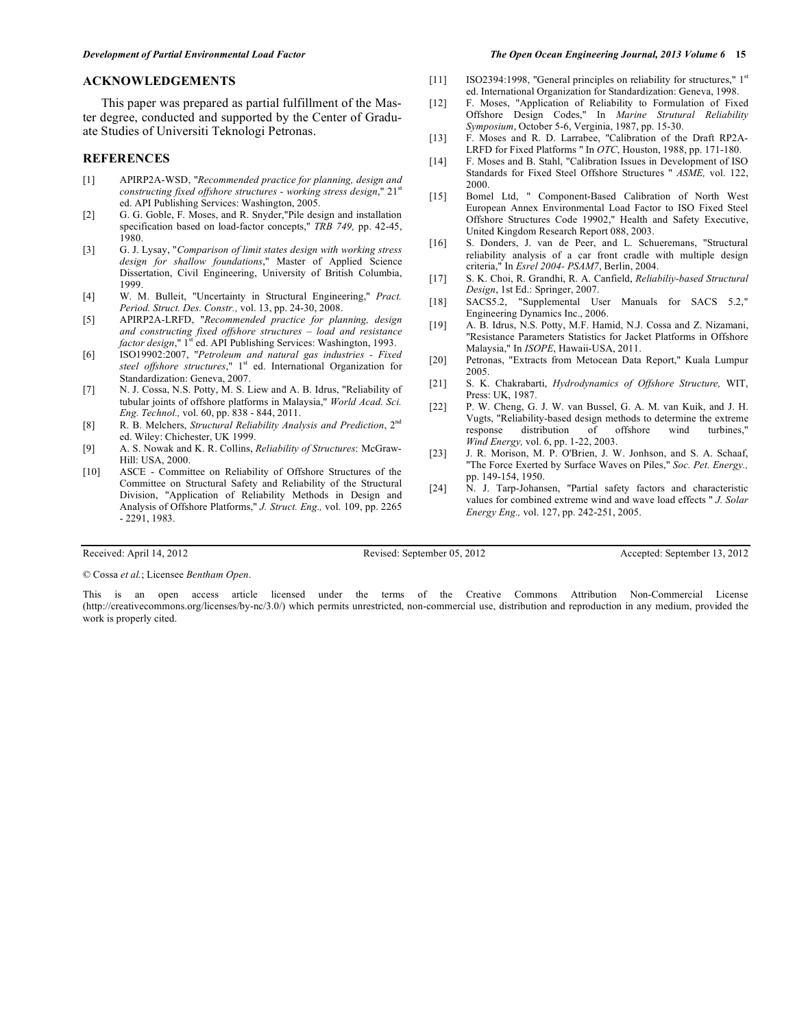## ACKNOWLEDGEMENTS

This paper was prepared as partial fulfillment of the Master degree, conducted and supported by the Center of Graduate Studies of Universiti Teknologi Petronas.

## REFERENCES

[1] APIRP2A-WSD, "*Recommended practice for planning, design and constructing fixed offshore structures - working stress design*," 21st ed. API Publishing Services: Washington, 2005.

[2] G. G. Goble, F. Moses, and R. Snyder,"Pile design and installation specification based on load-factor concepts," *TRB 749,* pp. 42-45, 1980.

[3] G. J. Lysay, "*Comparison of limit states design with working stress design for shallow foundations*," Master of Applied Science Dissertation, Civil Engineering, University of British Columbia, 1999.

[4] W. M. Bulleit, "Uncertainty in Structural Engineering," *Pract. Period. Struct. Des. Constr.,* vol. 13, pp. 24-30, 2008.

[5] APIRP2A-LRFD, "*Recommended practice for planning, design and constructing fixed offshore structures – load and resistance factor design*," 1st ed. API Publishing Services: Washington, 1993.

[6] ISO19902:2007, "*Petroleum and natural gas industries - Fixed steel offshore structures*," 1st ed. International Organization for Standardization: Geneva, 2007.

[7] N. J. Cossa, N.S. Potty, M. S. Liew and A. B. Idrus, "Reliability of tubular joints of offshore platforms in Malaysia," *World Acad. Sci. Eng. Technol.,* vol. 60, pp. 838 - 844, 2011.

[8] R. B. Melchers, *Structural Reliability Analysis and Prediction*, 2nd ed. Wiley: Chichester, UK 1999.

[9] A. S. Nowak and K. R. Collins, *Reliability of Structures*: McGraw-Hill: USA, 2000.

[10] ASCE - Committee on Reliability of Offshore Structures of the Committee on Structural Safety and Reliability of the Structural Division, "Application of Reliability Methods in Design and Analysis of Offshore Platforms," *J. Struct. Eng.,* vol. 109, pp. 2265 - 2291, 1983.

[11] ISO2394:1998, "General principles on reliability for structures," 1st ed. International Organization for Standardization: Geneva, 1998.

[12] F. Moses, "Application of Reliability to Formulation of Fixed Offshore Design Codes," In *Marine Strutural Reliability Symposium*, October 5-6, Verginia, 1987, pp. 15-30.

[13] F. Moses and R. D. Larrabee, "Calibration of the Draft RP2A-LRFD for Fixed Platforms " In *OTC*, Houston, 1988, pp. 171-180.

[14] F. Moses and B. Stahl, "Calibration Issues in Development of ISO Standards for Fixed Steel Offshore Structures " *ASME,* vol. 122, 2000.

[15] Bomel Ltd, " Component-Based Calibration of North West European Annex Environmental Load Factor to ISO Fixed Steel Offshore Structures Code 19902," Health and Safety Executive, United Kingdom Research Report 088, 2003.

[16] S. Donders, J. van de Peer, and L. Schueremans, "Structural reliability analysis of a car front cradle with multiple design criteria," In *Esrel 2004- PSAM7*, Berlin, 2004.

[17] S. K. Choi, R. Grandhi, R. A. Canfield, *Reliabiliy-based Structural Design*, 1st Ed.: Springer, 2007.

[18] SACS5.2, "Supplemental User Manuals for SACS 5.2," Engineering Dynamics Inc., 2006.

[19] A. B. Idrus, N.S. Potty, M.F. Hamid, N.J. Cossa and Z. Nizamani, "Resistance Parameters Statistics for Jacket Platforms in Offshore Malaysia," In *ISOPE*, Hawaii-USA, 2011.

[20] Petronas, "Extracts from Metocean Data Report," Kuala Lumpur 2005.

[21] S. K. Chakrabarti, *Hydrodynamics of Offshore Structure,* WIT, Press: UK, 1987.

[22] P. W. Cheng, G. J. W. van Bussel, G. A. M. van Kuik, and J. H. Vugts, "Reliability-based design methods to determine the extreme response distribution of offshore wind turbines," *Wind Energy,* vol. 6, pp. 1-22, 2003.

[23] J. R. Morison, M. P. O'Brien, J. W. Jonhson, and S. A. Schaaf, "The Force Exerted by Surface Waves on Piles," *Soc. Pet. Energy.,* pp. 149-154, 1950.

[24] N. J. Tarp-Johansen, "Partial safety factors and characteristic values for combined extreme wind and wave load effects " *J. Solar Energy Eng.,* vol. 127, pp. 242-251, 2005.

Received: April 14, 2012 Revised: September 05, 2012 Accepted: September 13, 2012

© Cossa *et al.*; Licensee *Bentham Open*.

This is an open access article licensed under the terms of the Creative Commons Attribution Non-Commercial License (http://creativecommons.org/licenses/by-nc/3.0/) which permits unrestricted, non-commercial use, distribution and reproduction in any medium, provided the work is properly cited.